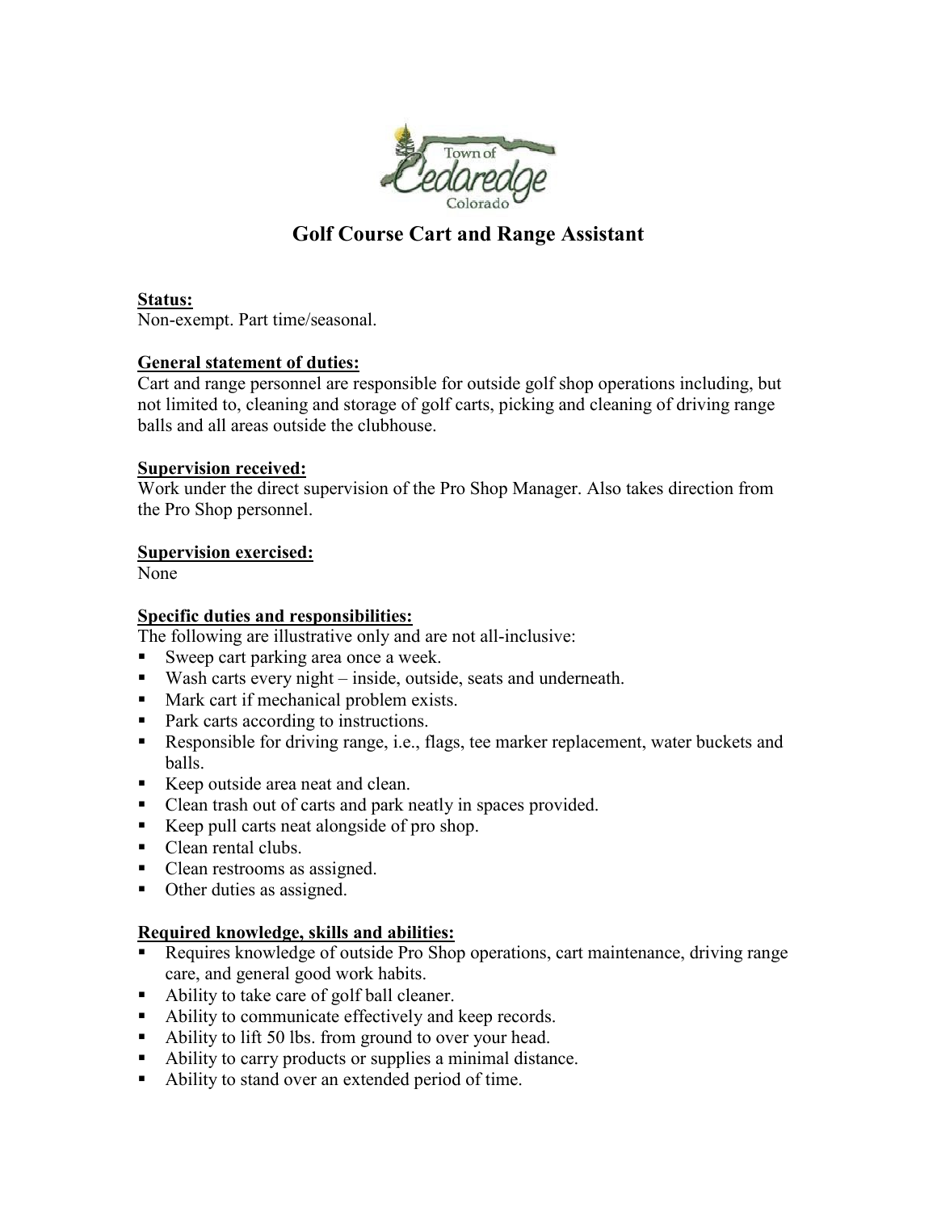# Golf Course Cart and Range Assistant

**Status:**
Non-exempt. Part time/seasonal.

**General statement of duties:**
Cart and range personnel are responsible for outside golf shop operations including, but not limited to, cleaning and storage of golf carts, picking and cleaning of driving range balls and all areas outside the clubhouse.

**Supervision received:**
Work under the direct supervision of the Pro Shop Manager. Also takes direction from the Pro Shop personnel.

**Supervision exercised:**
None

**Specific duties and responsibilities:**
The following are illustrative only and are not all-inclusive:

- Sweep cart parking area once a week.
- Wash carts every night – inside, outside, seats and underneath.
- Mark cart if mechanical problem exists.
- Park carts according to instructions.
- Responsible for driving range, i.e., flags, tee marker replacement, water buckets and balls.
- Keep outside area neat and clean.
- Clean trash out of carts and park neatly in spaces provided.
- Keep pull carts neat alongside of pro shop.
- Clean rental clubs.
- Clean restrooms as assigned.
- Other duties as assigned.

**Required knowledge, skills and abilities:**

- Requires knowledge of outside Pro Shop operations, cart maintenance, driving range care, and general good work habits.
- Ability to take care of golf ball cleaner.
- Ability to communicate effectively and keep records.
- Ability to lift 50 lbs. from ground to over your head.
- Ability to carry products or supplies a minimal distance.
- Ability to stand over an extended period of time.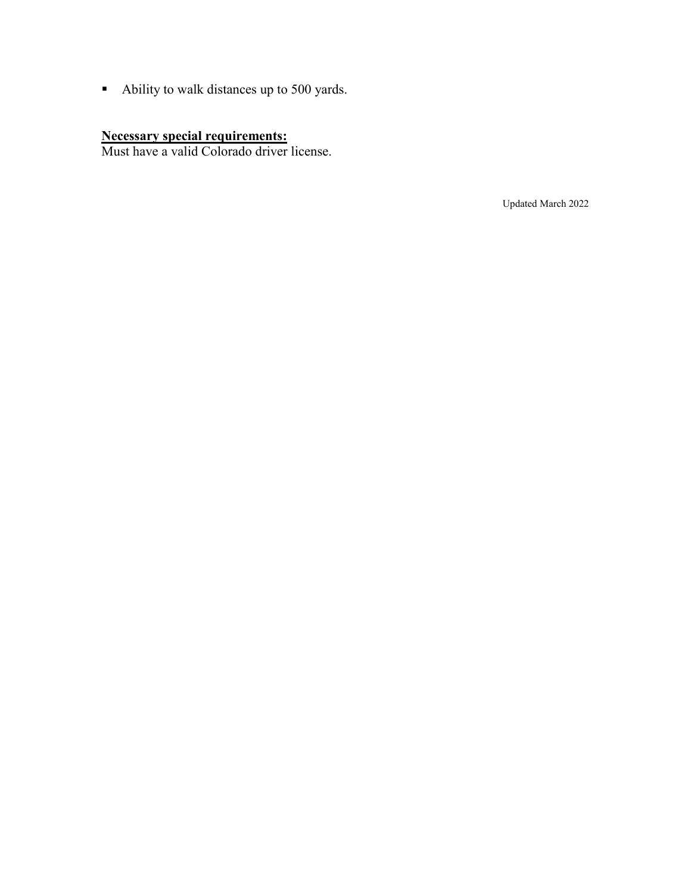- Ability to walk distances up to 500 yards.

**Necessary special requirements:**
Must have a valid Colorado driver license.

Updated March 2022